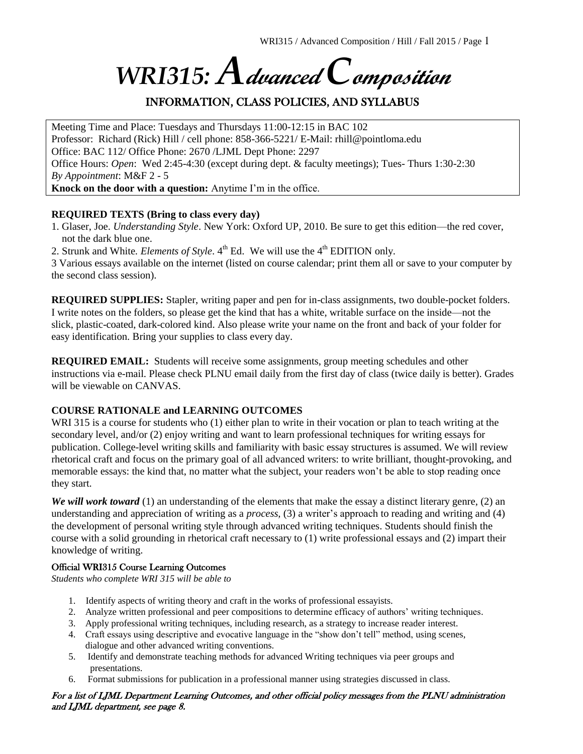# WRI315: *Advanced Composition*

## INFORMATION, CLASS POLICIES, AND SYLLABUS

Meeting Time and Place: Tuesdays and Thursdays 11:00-12:15 in BAC 102
Professor: Richard (Rick) Hill / cell phone: 858-366-5221/ E-Mail: rhill@pointloma.edu
Office: BAC 112/ Office Phone: 2670 /LJML Dept Phone: 2297
Office Hours: *Open*: Wed 2:45-4:30 (except during dept. & faculty meetings); Tues- Thurs 1:30-2:30
*By Appointment*: M&F 2 - 5
**Knock on the door with a question:** Anytime I'm in the office.

**REQUIRED TEXTS (Bring to class every day)**

1. Glaser, Joe. *Understanding Style*. New York: Oxford UP, 2010. Be sure to get this edition—the red cover, not the dark blue one.
2. Strunk and White. *Elements of Style*. 4th Ed. We will use the 4th EDITION only.

3 Various essays available on the internet (listed on course calendar; print them all or save to your computer by the second class session).

**REQUIRED SUPPLIES:** Stapler, writing paper and pen for in-class assignments, two double-pocket folders. I write notes on the folders, so please get the kind that has a white, writable surface on the inside—not the slick, plastic-coated, dark-colored kind. Also please write your name on the front and back of your folder for easy identification. Bring your supplies to class every day.

**REQUIRED EMAIL:** Students will receive some assignments, group meeting schedules and other instructions via e-mail. Please check PLNU email daily from the first day of class (twice daily is better). Grades will be viewable on CANVAS.

**COURSE RATIONALE and LEARNING OUTCOMES**

WRI 315 is a course for students who (1) either plan to write in their vocation or plan to teach writing at the secondary level, and/or (2) enjoy writing and want to learn professional techniques for writing essays for publication. College-level writing skills and familiarity with basic essay structures is assumed. We will review rhetorical craft and focus on the primary goal of all advanced writers: to write brilliant, thought-provoking, and memorable essays: the kind that, no matter what the subject, your readers won't be able to stop reading once they start.

***We will work toward*** (1) an understanding of the elements that make the essay a distinct literary genre, (2) an understanding and appreciation of writing as a *process,* (3) a writer's approach to reading and writing and (4) the development of personal writing style through advanced writing techniques. Students should finish the course with a solid grounding in rhetorical craft necessary to (1) write professional essays and (2) impart their knowledge of writing.

### Official WRI315 Course Learning Outcomes

*Students who complete WRI 315 will be able to*

1. Identify aspects of writing theory and craft in the works of professional essayists.
2. Analyze written professional and peer compositions to determine efficacy of authors' writing techniques.
3. Apply professional writing techniques, including research, as a strategy to increase reader interest.
4. Craft essays using descriptive and evocative language in the "show don't tell" method, using scenes, dialogue and other advanced writing conventions.
5. Identify and demonstrate teaching methods for advanced Writing techniques via peer groups and presentations.
6. Format submissions for publication in a professional manner using strategies discussed in class.

***For a list of LJML Department Learning Outcomes, and other official policy messages from the PLNU administration and LJML department, see page 8.***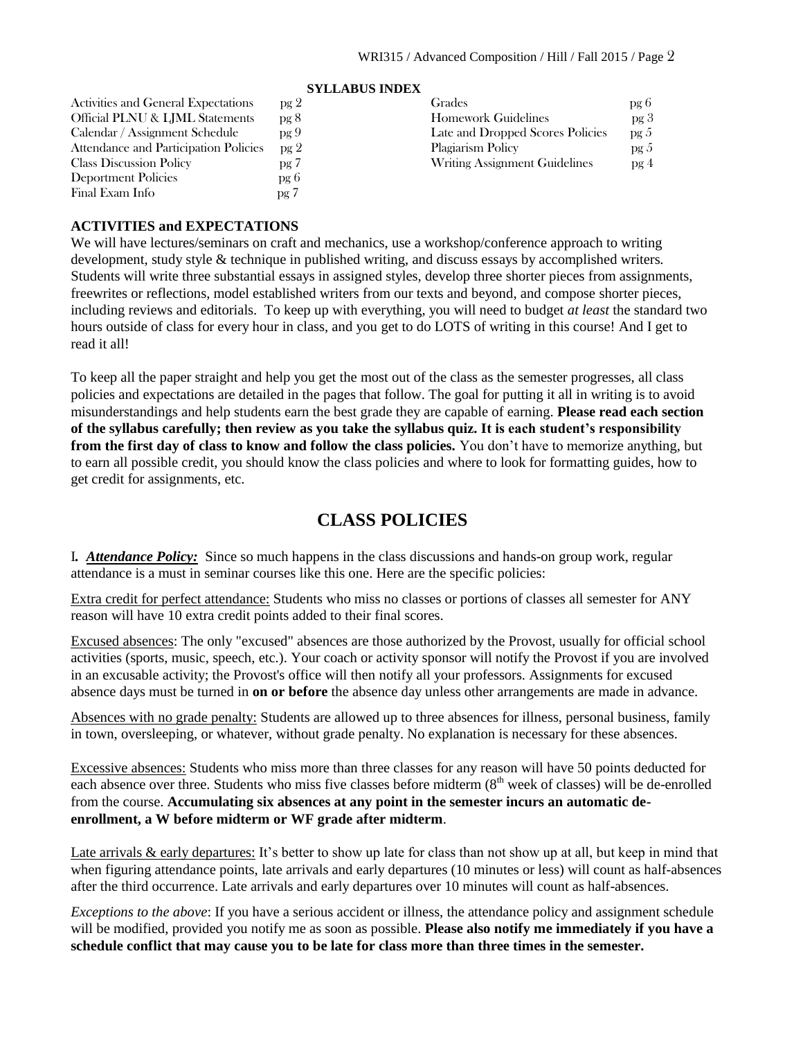**SYLLABUS INDEX**

| | | | |
|---|---|---|---|
| Activities and General Expectations | pg 2 | Grades | pg 6 |
| Official PLNU & LJML Statements | pg 8 | Homework Guidelines | pg 3 |
| Calendar / Assignment Schedule | pg 9 | Late and Dropped Scores Policies | pg 5 |
| Attendance and Participation Policies | pg 2 | Plagiarism Policy | pg 5 |
| Class Discussion Policy | pg 7 | Writing Assignment Guidelines | pg 4 |
| Deportment Policies | pg 6 | | |
| Final Exam Info | pg 7 | | |

**ACTIVITIES and EXPECTATIONS**

We will have lectures/seminars on craft and mechanics, use a workshop/conference approach to writing development, study style & technique in published writing, and discuss essays by accomplished writers. Students will write three substantial essays in assigned styles, develop three shorter pieces from assignments, freewrites or reflections, model established writers from our texts and beyond, and compose shorter pieces, including reviews and editorials. To keep up with everything, you will need to budget *at least* the standard two hours outside of class for every hour in class, and you get to do LOTS of writing in this course! And I get to read it all!

To keep all the paper straight and help you get the most out of the class as the semester progresses, all class policies and expectations are detailed in the pages that follow. The goal for putting it all in writing is to avoid misunderstandings and help students earn the best grade they are capable of earning. **Please read each section of the syllabus carefully; then review as you take the syllabus quiz. It is each student's responsibility from the first day of class to know and follow the class policies.** You don't have to memorize anything, but to earn all possible credit, you should know the class policies and where to look for formatting guides, how to get credit for assignments, etc.

# CLASS POLICIES

I. ***Attendance Policy:*** Since so much happens in the class discussions and hands-on group work, regular attendance is a must in seminar courses like this one. Here are the specific policies:

Extra credit for perfect attendance: Students who miss no classes or portions of classes all semester for ANY reason will have 10 extra credit points added to their final scores.

Excused absences: The only "excused" absences are those authorized by the Provost, usually for official school activities (sports, music, speech, etc.). Your coach or activity sponsor will notify the Provost if you are involved in an excusable activity; the Provost's office will then notify all your professors. Assignments for excused absence days must be turned in **on or before** the absence day unless other arrangements are made in advance.

Absences with no grade penalty: Students are allowed up to three absences for illness, personal business, family in town, oversleeping, or whatever, without grade penalty. No explanation is necessary for these absences.

Excessive absences: Students who miss more than three classes for any reason will have 50 points deducted for each absence over three. Students who miss five classes before midterm (8th week of classes) will be de-enrolled from the course. **Accumulating six absences at any point in the semester incurs an automatic de-enrollment, a W before midterm or WF grade after midterm**.

Late arrivals & early departures: It's better to show up late for class than not show up at all, but keep in mind that when figuring attendance points, late arrivals and early departures (10 minutes or less) will count as half-absences after the third occurrence. Late arrivals and early departures over 10 minutes will count as half-absences.

*Exceptions to the above*: If you have a serious accident or illness, the attendance policy and assignment schedule will be modified, provided you notify me as soon as possible. **Please also notify me immediately if you have a schedule conflict that may cause you to be late for class more than three times in the semester.**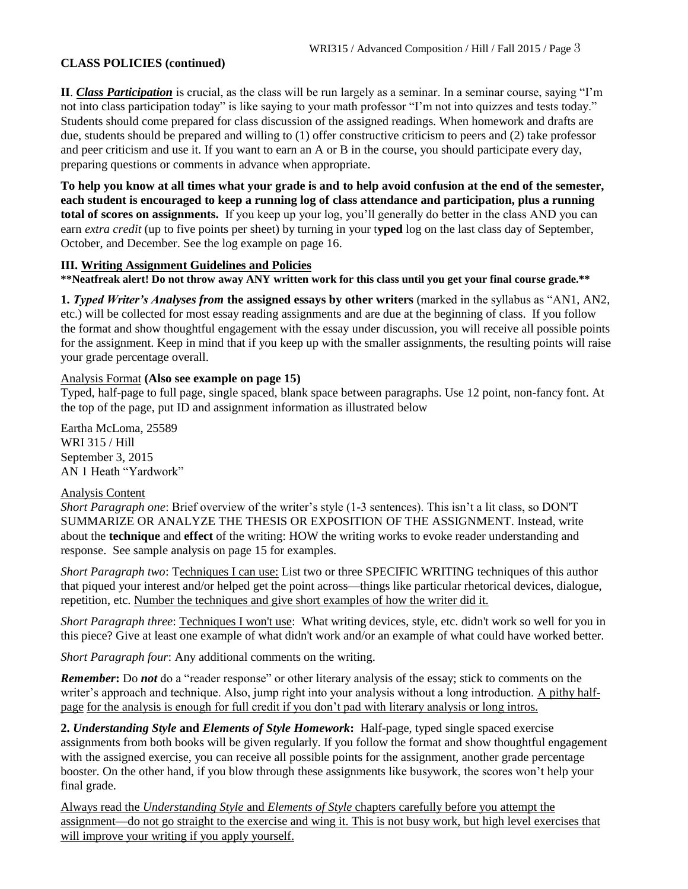**CLASS POLICIES (continued)**

**II**. ***Class Participation*** is crucial, as the class will be run largely as a seminar. In a seminar course, saying "I'm not into class participation today" is like saying to your math professor "I'm not into quizzes and tests today." Students should come prepared for class discussion of the assigned readings. When homework and drafts are due, students should be prepared and willing to (1) offer constructive criticism to peers and (2) take professor and peer criticism and use it. If you want to earn an A or B in the course, you should participate every day, preparing questions or comments in advance when appropriate.

**To help you know at all times what your grade is and to help avoid confusion at the end of the semester, each student is encouraged to keep a running log of class attendance and participation, plus a running total of scores on assignments.** If you keep up your log, you'll generally do better in the class AND you can earn *extra credit* (up to five points per sheet) by turning in your t**yped** log on the last class day of September, October, and December. See the log example on page 16.

### III. Writing Assignment Guidelines and Policies

**\*\*Neatfreak alert! Do not throw away ANY written work for this class until you get your final course grade.\*\***

**1.** ***Typed Writer's Analyses from*** **the assigned essays by other writers** (marked in the syllabus as "AN1, AN2, etc.) will be collected for most essay reading assignments and are due at the beginning of class. If you follow the format and show thoughtful engagement with the essay under discussion, you will receive all possible points for the assignment. Keep in mind that if you keep up with the smaller assignments, the resulting points will raise your grade percentage overall.

Analysis Format **(Also see example on page 15)**

Typed, half-page to full page, single spaced, blank space between paragraphs. Use 12 point, non-fancy font. At the top of the page, put ID and assignment information as illustrated below

Eartha McLoma, 25589
WRI 315 / Hill
September 3, 2015
AN 1 Heath "Yardwork"

Analysis Content

*Short Paragraph one*: Brief overview of the writer's style (1-3 sentences). This isn't a lit class, so DON'T SUMMARIZE OR ANALYZE THE THESIS OR EXPOSITION OF THE ASSIGNMENT. Instead, write about the **technique** and **effect** of the writing: HOW the writing works to evoke reader understanding and response. See sample analysis on page 15 for examples.

*Short Paragraph two*: Techniques I can use: List two or three SPECIFIC WRITING techniques of this author that piqued your interest and/or helped get the point across—things like particular rhetorical devices, dialogue, repetition, etc. Number the techniques and give short examples of how the writer did it.

*Short Paragraph three*: Techniques I won't use: What writing devices, style, etc. didn't work so well for you in this piece? Give at least one example of what didn't work and/or an example of what could have worked better.

*Short Paragraph four*: Any additional comments on the writing.

***Remember*****:** Do ***not*** do a "reader response" or other literary analysis of the essay; stick to comments on the writer's approach and technique. Also, jump right into your analysis without a long introduction. A pithy half-page for the analysis is enough for full credit if you don't pad with literary analysis or long intros.

**2.** ***Understanding Style*** **and** ***Elements of Style*** **Homework:** Half-page, typed single spaced exercise assignments from both books will be given regularly. If you follow the format and show thoughtful engagement with the assigned exercise, you can receive all possible points for the assignment, another grade percentage booster. On the other hand, if you blow through these assignments like busywork, the scores won't help your final grade.

Always read the *Understanding Style* and *Elements of Style* chapters carefully before you attempt the assignment—do not go straight to the exercise and wing it. This is not busy work, but high level exercises that will improve your writing if you apply yourself.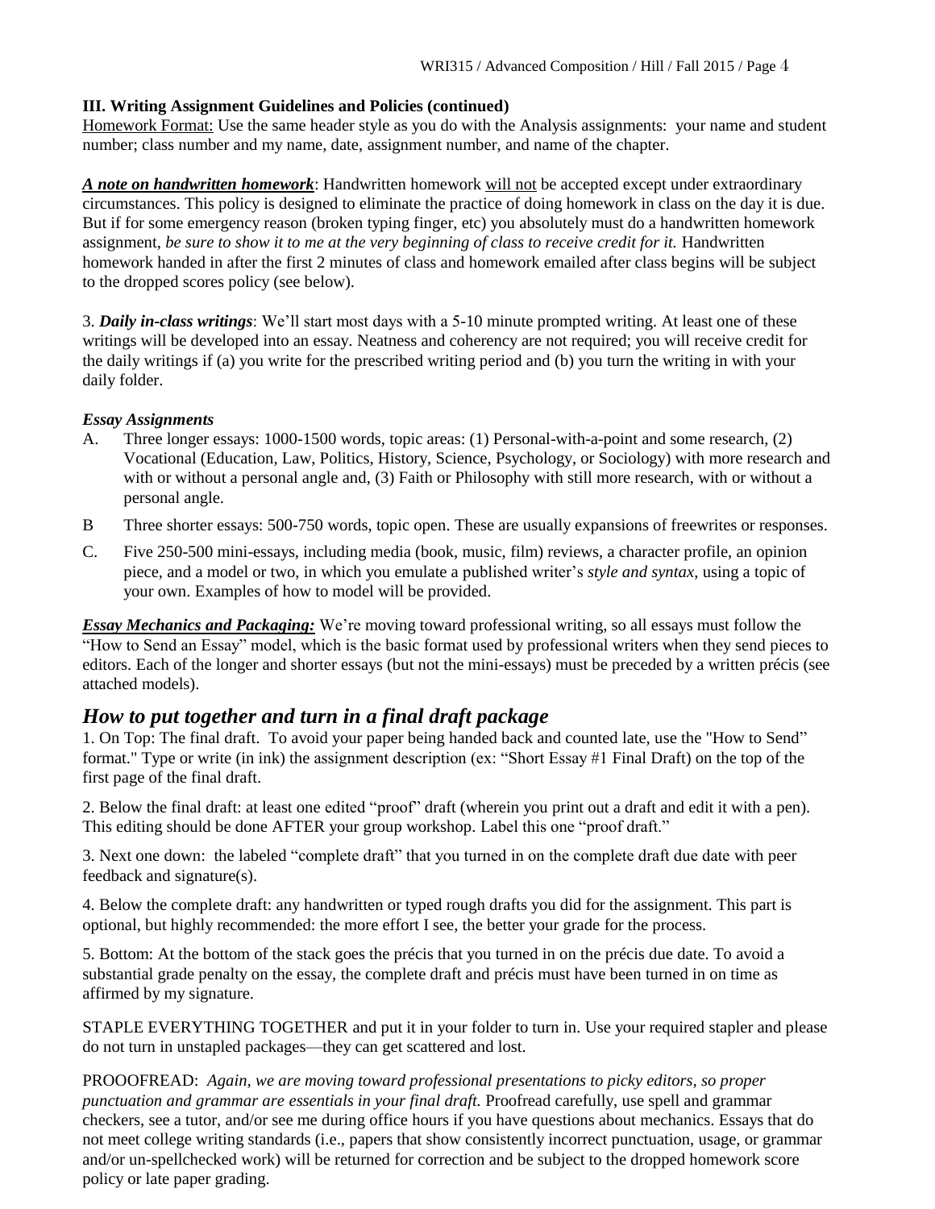**III. Writing Assignment Guidelines and Policies (continued)**

Homework Format: Use the same header style as you do with the Analysis assignments: your name and student number; class number and my name, date, assignment number, and name of the chapter.

***A note on handwritten homework***: Handwritten homework will not be accepted except under extraordinary circumstances. This policy is designed to eliminate the practice of doing homework in class on the day it is due. But if for some emergency reason (broken typing finger, etc) you absolutely must do a handwritten homework assignment, *be sure to show it to me at the very beginning of class to receive credit for it.* Handwritten homework handed in after the first 2 minutes of class and homework emailed after class begins will be subject to the dropped scores policy (see below).

3. ***Daily in-class writings***: We'll start most days with a 5-10 minute prompted writing. At least one of these writings will be developed into an essay. Neatness and coherency are not required; you will receive credit for the daily writings if (a) you write for the prescribed writing period and (b) you turn the writing in with your daily folder.

***Essay Assignments***

A. Three longer essays: 1000-1500 words, topic areas: (1) Personal-with-a-point and some research, (2) Vocational (Education, Law, Politics, History, Science, Psychology, or Sociology) with more research and with or without a personal angle and, (3) Faith or Philosophy with still more research, with or without a personal angle.

B Three shorter essays: 500-750 words, topic open. These are usually expansions of freewrites or responses.

C. Five 250-500 mini-essays, including media (book, music, film) reviews, a character profile, an opinion piece, and a model or two, in which you emulate a published writer's *style and syntax*, using a topic of your own. Examples of how to model will be provided.

***Essay Mechanics and Packaging:*** We're moving toward professional writing, so all essays must follow the "How to Send an Essay" model, which is the basic format used by professional writers when they send pieces to editors. Each of the longer and shorter essays (but not the mini-essays) must be preceded by a written précis (see attached models).

## *How to put together and turn in a final draft package*

1. On Top: The final draft. To avoid your paper being handed back and counted late, use the "How to Send" format." Type or write (in ink) the assignment description (ex: "Short Essay #1 Final Draft) on the top of the first page of the final draft.

2. Below the final draft: at least one edited "proof" draft (wherein you print out a draft and edit it with a pen). This editing should be done AFTER your group workshop. Label this one "proof draft."

3. Next one down: the labeled "complete draft" that you turned in on the complete draft due date with peer feedback and signature(s).

4. Below the complete draft: any handwritten or typed rough drafts you did for the assignment. This part is optional, but highly recommended: the more effort I see, the better your grade for the process.

5. Bottom: At the bottom of the stack goes the précis that you turned in on the précis due date. To avoid a substantial grade penalty on the essay, the complete draft and précis must have been turned in on time as affirmed by my signature.

STAPLE EVERYTHING TOGETHER and put it in your folder to turn in. Use your required stapler and please do not turn in unstapled packages—they can get scattered and lost.

PROOOFREAD: *Again, we are moving toward professional presentations to picky editors, so proper punctuation and grammar are essentials in your final draft.* Proofread carefully, use spell and grammar checkers, see a tutor, and/or see me during office hours if you have questions about mechanics. Essays that do not meet college writing standards (i.e., papers that show consistently incorrect punctuation, usage, or grammar and/or un-spellchecked work) will be returned for correction and be subject to the dropped homework score policy or late paper grading.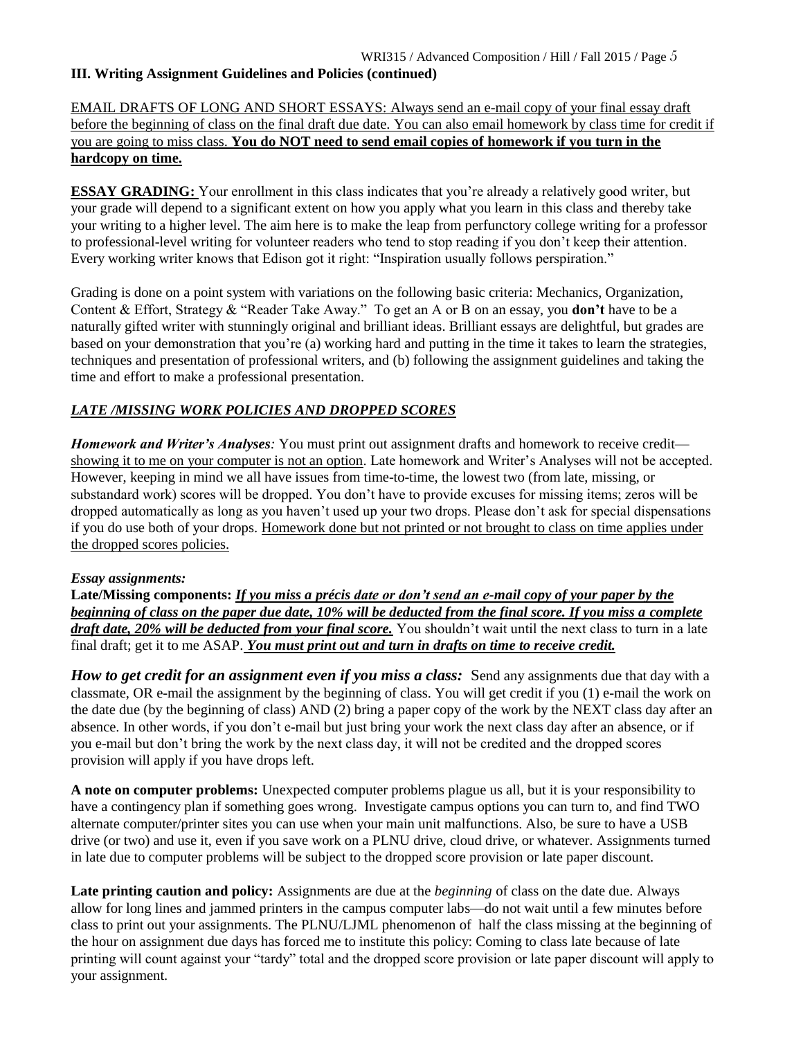### III. Writing Assignment Guidelines and Policies (continued)

<u>EMAIL DRAFTS OF LONG AND SHORT ESSAYS: Always send an e-mail copy of your final essay draft before the beginning of class on the final draft due date. You can also email homework by class time for credit if you are going to miss class.</u> **<u>You do NOT need to send email copies of homework if you turn in the hardcopy on time.</u>**

**<u>ESSAY GRADING:</u>** Your enrollment in this class indicates that you're already a relatively good writer, but your grade will depend to a significant extent on how you apply what you learn in this class and thereby take your writing to a higher level. The aim here is to make the leap from perfunctory college writing for a professor to professional-level writing for volunteer readers who tend to stop reading if you don't keep their attention. Every working writer knows that Edison got it right: "Inspiration usually follows perspiration."

Grading is done on a point system with variations on the following basic criteria: Mechanics, Organization, Content & Effort, Strategy & "Reader Take Away." To get an A or B on an essay, you **don't** have to be a naturally gifted writer with stunningly original and brilliant ideas. Brilliant essays are delightful, but grades are based on your demonstration that you're (a) working hard and putting in the time it takes to learn the strategies, techniques and presentation of professional writers, and (b) following the assignment guidelines and taking the time and effort to make a professional presentation.

***<u>LATE /MISSING WORK POLICIES AND DROPPED SCORES</u>***

***Homework and Writer's Analyses****:* You must print out assignment drafts and homework to receive credit—<u>showing it to me on your computer is not an option</u>. Late homework and Writer's Analyses will not be accepted. However, keeping in mind we all have issues from time-to-time, the lowest two (from late, missing, or substandard work) scores will be dropped. You don't have to provide excuses for missing items; zeros will be dropped automatically as long as you haven't used up your two drops. Please don't ask for special dispensations if you do use both of your drops. <u>Homework done but not printed or not brought to class on time applies under the dropped scores policies.</u>

***Essay assignments:***

**Late/Missing components:** ***<u>If you miss a précis date or don't send an e-mail copy of your paper by the beginning of class on the paper due date, 10% will be deducted from the final score. If you miss a complete draft date, 20% will be deducted from your final score.</u>*** You shouldn't wait until the next class to turn in a late final draft; get it to me ASAP. ***<u>You must print out and turn in drafts on time to receive credit.</u>***

***How to get credit for an assignment even if you miss a class:*** Send any assignments due that day with a classmate, OR e-mail the assignment by the beginning of class. You will get credit if you (1) e-mail the work on the date due (by the beginning of class) AND (2) bring a paper copy of the work by the NEXT class day after an absence. In other words, if you don't e-mail but just bring your work the next class day after an absence, or if you e-mail but don't bring the work by the next class day, it will not be credited and the dropped scores provision will apply if you have drops left.

**A note on computer problems:** Unexpected computer problems plague us all, but it is your responsibility to have a contingency plan if something goes wrong. Investigate campus options you can turn to, and find TWO alternate computer/printer sites you can use when your main unit malfunctions. Also, be sure to have a USB drive (or two) and use it, even if you save work on a PLNU drive, cloud drive, or whatever. Assignments turned in late due to computer problems will be subject to the dropped score provision or late paper discount.

**Late printing caution and policy:** Assignments are due at the *beginning* of class on the date due. Always allow for long lines and jammed printers in the campus computer labs—do not wait until a few minutes before class to print out your assignments. The PLNU/LJML phenomenon of half the class missing at the beginning of the hour on assignment due days has forced me to institute this policy: Coming to class late because of late printing will count against your "tardy" total and the dropped score provision or late paper discount will apply to your assignment.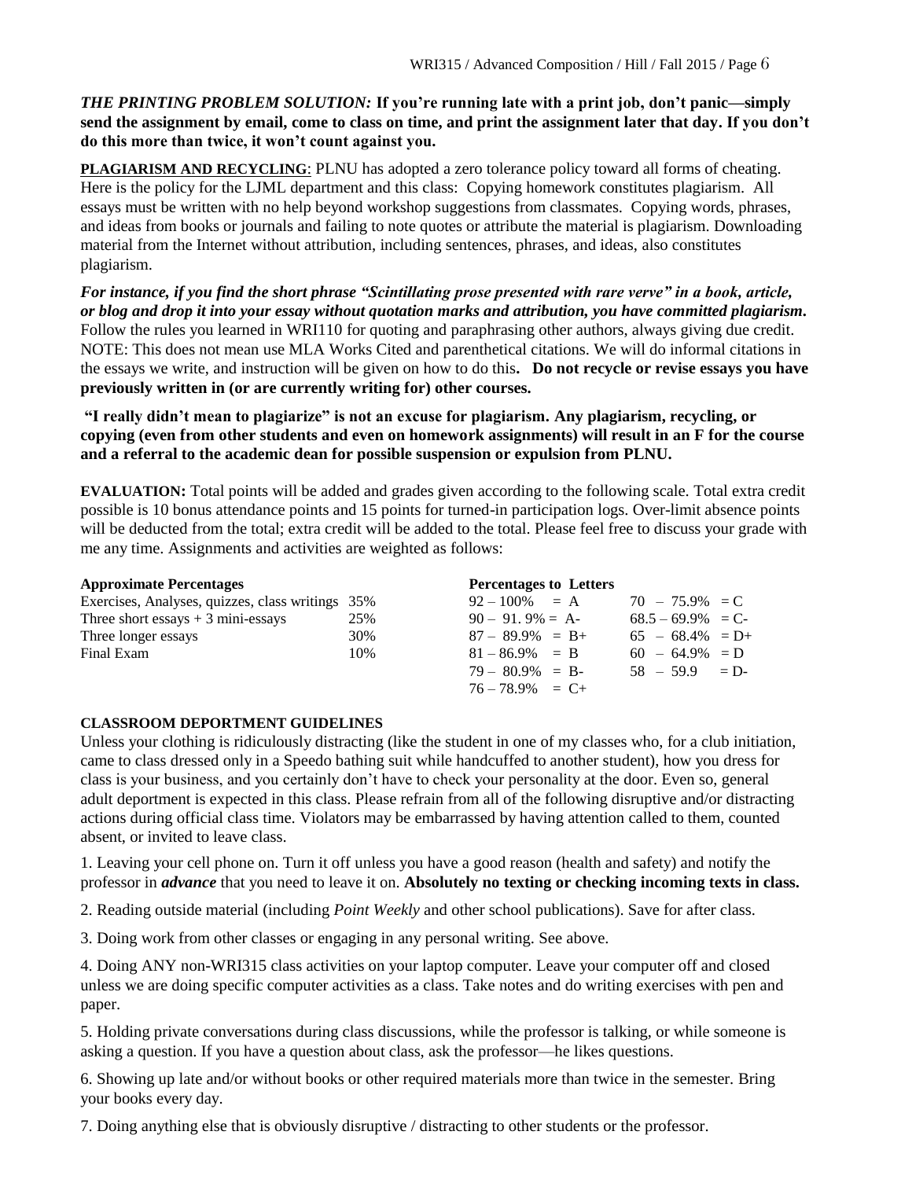***THE PRINTING PROBLEM SOLUTION:*** **If you're running late with a print job, don't panic—simply send the assignment by email, come to class on time, and print the assignment later that day. If you don't do this more than twice, it won't count against you.**

**PLAGIARISM AND RECYCLING**: PLNU has adopted a zero tolerance policy toward all forms of cheating. Here is the policy for the LJML department and this class: Copying homework constitutes plagiarism. All essays must be written with no help beyond workshop suggestions from classmates. Copying words, phrases, and ideas from books or journals and failing to note quotes or attribute the material is plagiarism. Downloading material from the Internet without attribution, including sentences, phrases, and ideas, also constitutes plagiarism.

***For instance, if you find the short phrase "Scintillating prose presented with rare verve" in a book, article, or blog and drop it into your essay without quotation marks and attribution, you have committed plagiarism.*** Follow the rules you learned in WRI110 for quoting and paraphrasing other authors, always giving due credit. NOTE: This does not mean use MLA Works Cited and parenthetical citations. We will do informal citations in the essays we write, and instruction will be given on how to do this**. Do not recycle or revise essays you have previously written in (or are currently writing for) other courses.**

**"I really didn't mean to plagiarize" is not an excuse for plagiarism. Any plagiarism, recycling, or copying (even from other students and even on homework assignments) will result in an F for the course and a referral to the academic dean for possible suspension or expulsion from PLNU.**

**EVALUATION:** Total points will be added and grades given according to the following scale. Total extra credit possible is 10 bonus attendance points and 15 points for turned-in participation logs. Over-limit absence points will be deducted from the total; extra credit will be added to the total. Please feel free to discuss your grade with me any time. Assignments and activities are weighted as follows:

| **Approximate Percentages** | |
|---|---|
| Exercises, Analyses, quizzes, class writings | 35% |
| Three short essays + 3 mini-essays | 25% |
| Three longer essays | 30% |
| Final Exam | 10% |

| **Percentages to Letters** | |
|---|---|
| 92 – 100% = A | 70 – 75.9% = C |
| 90 – 91.9% = A- | 68.5 – 69.9% = C- |
| 87 – 89.9% = B+ | 65 – 68.4% = D+ |
| 81 – 86.9% = B | 60 – 64.9% = D |
| 79 – 80.9% = B- | 58 – 59.9 = D- |
| 76 – 78.9% = C+ | |

**CLASSROOM DEPORTMENT GUIDELINES**

Unless your clothing is ridiculously distracting (like the student in one of my classes who, for a club initiation, came to class dressed only in a Speedo bathing suit while handcuffed to another student), how you dress for class is your business, and you certainly don't have to check your personality at the door. Even so, general adult deportment is expected in this class. Please refrain from all of the following disruptive and/or distracting actions during official class time. Violators may be embarrassed by having attention called to them, counted absent, or invited to leave class.

1. Leaving your cell phone on. Turn it off unless you have a good reason (health and safety) and notify the professor in ***advance*** that you need to leave it on. **Absolutely no texting or checking incoming texts in class.**

2. Reading outside material (including *Point Weekly* and other school publications). Save for after class.

3. Doing work from other classes or engaging in any personal writing. See above.

4. Doing ANY non-WRI315 class activities on your laptop computer. Leave your computer off and closed unless we are doing specific computer activities as a class. Take notes and do writing exercises with pen and paper.

5. Holding private conversations during class discussions, while the professor is talking, or while someone is asking a question. If you have a question about class, ask the professor—he likes questions.

6. Showing up late and/or without books or other required materials more than twice in the semester. Bring your books every day.

7. Doing anything else that is obviously disruptive / distracting to other students or the professor.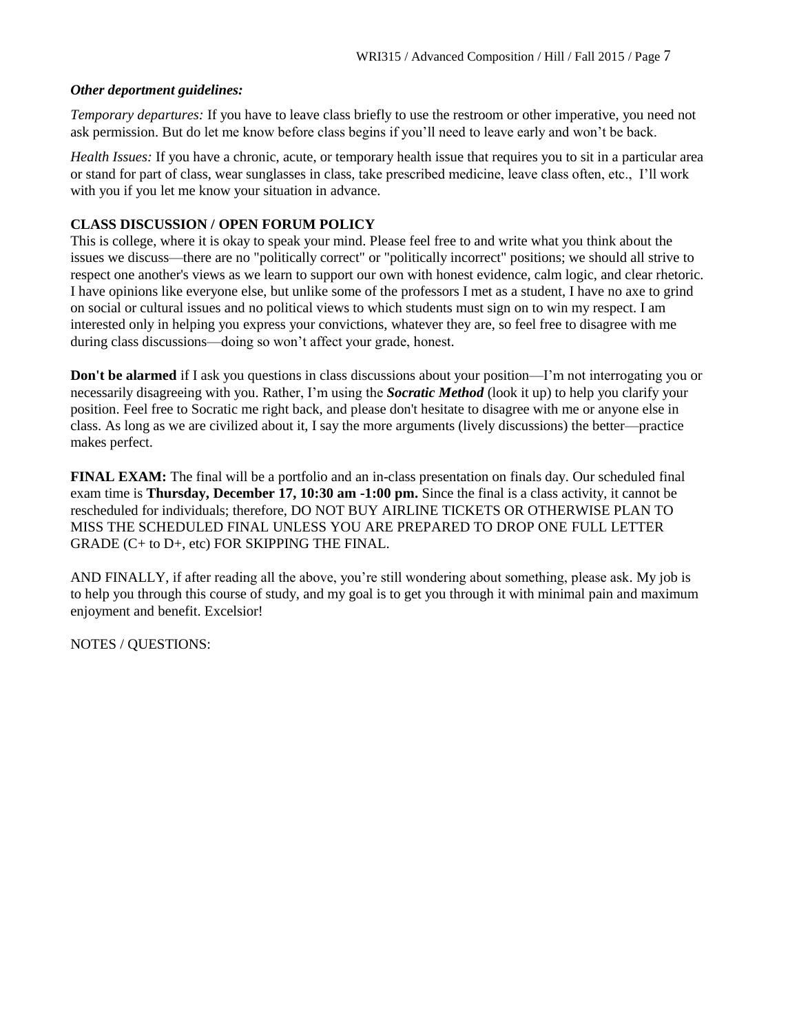***Other department guidelines:***

*Temporary departures:* If you have to leave class briefly to use the restroom or other imperative, you need not ask permission. But do let me know before class begins if you'll need to leave early and won't be back.

*Health Issues:* If you have a chronic, acute, or temporary health issue that requires you to sit in a particular area or stand for part of class, wear sunglasses in class, take prescribed medicine, leave class often, etc., I'll work with you if you let me know your situation in advance.

**CLASS DISCUSSION / OPEN FORUM POLICY**

This is college, where it is okay to speak your mind. Please feel free to and write what you think about the issues we discuss—there are no "politically correct" or "politically incorrect" positions; we should all strive to respect one another's views as we learn to support our own with honest evidence, calm logic, and clear rhetoric. I have opinions like everyone else, but unlike some of the professors I met as a student, I have no axe to grind on social or cultural issues and no political views to which students must sign on to win my respect. I am interested only in helping you express your convictions, whatever they are, so feel free to disagree with me during class discussions—doing so won't affect your grade, honest.

**Don't be alarmed** if I ask you questions in class discussions about your position—I'm not interrogating you or necessarily disagreeing with you. Rather, I'm using the ***Socratic Method*** (look it up) to help you clarify your position. Feel free to Socratic me right back, and please don't hesitate to disagree with me or anyone else in class. As long as we are civilized about it, I say the more arguments (lively discussions) the better—practice makes perfect.

**FINAL EXAM:** The final will be a portfolio and an in-class presentation on finals day. Our scheduled final exam time is **Thursday, December 17, 10:30 am -1:00 pm.** Since the final is a class activity, it cannot be rescheduled for individuals; therefore, DO NOT BUY AIRLINE TICKETS OR OTHERWISE PLAN TO MISS THE SCHEDULED FINAL UNLESS YOU ARE PREPARED TO DROP ONE FULL LETTER GRADE (C+ to D+, etc) FOR SKIPPING THE FINAL.

AND FINALLY, if after reading all the above, you're still wondering about something, please ask. My job is to help you through this course of study, and my goal is to get you through it with minimal pain and maximum enjoyment and benefit. Excelsior!

NOTES / QUESTIONS: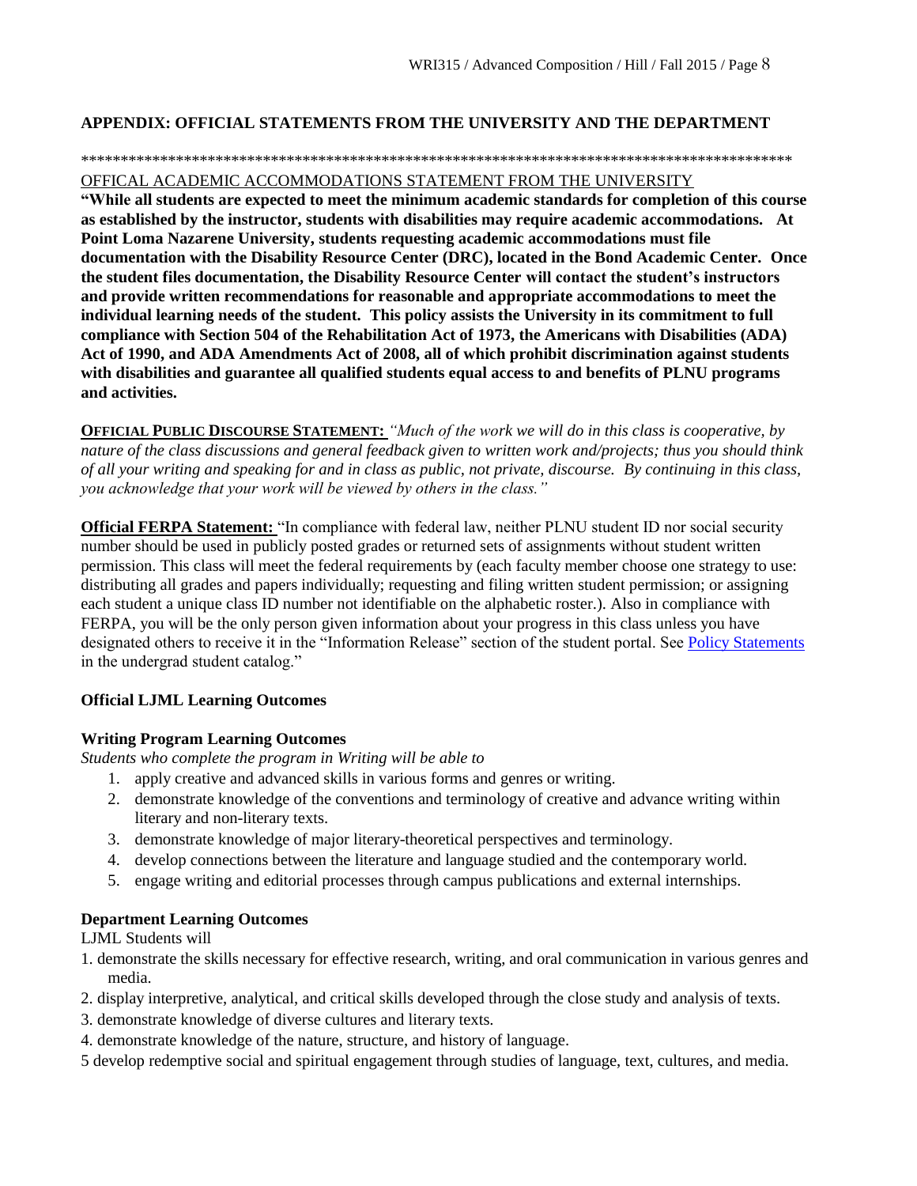## APPENDIX: OFFICIAL STATEMENTS FROM THE UNIVERSITY AND THE DEPARTMENT

*********************************************************************************************

OFFICAL ACADEMIC ACCOMMODATIONS STATEMENT FROM THE UNIVERSITY

**"While all students are expected to meet the minimum academic standards for completion of this course as established by the instructor, students with disabilities may require academic accommodations. At Point Loma Nazarene University, students requesting academic accommodations must file documentation with the Disability Resource Center (DRC), located in the Bond Academic Center. Once the student files documentation, the Disability Resource Center will contact the student's instructors and provide written recommendations for reasonable and appropriate accommodations to meet the individual learning needs of the student. This policy assists the University in its commitment to full compliance with Section 504 of the Rehabilitation Act of 1973, the Americans with Disabilities (ADA) Act of 1990, and ADA Amendments Act of 2008, all of which prohibit discrimination against students with disabilities and guarantee all qualified students equal access to and benefits of PLNU programs and activities.**

**OFFICIAL PUBLIC DISCOURSE STATEMENT:** *"Much of the work we will do in this class is cooperative, by nature of the class discussions and general feedback given to written work and/projects; thus you should think of all your writing and speaking for and in class as public, not private, discourse. By continuing in this class, you acknowledge that your work will be viewed by others in the class."*

**Official FERPA Statement:** "In compliance with federal law, neither PLNU student ID nor social security number should be used in publicly posted grades or returned sets of assignments without student written permission. This class will meet the federal requirements by (each faculty member choose one strategy to use: distributing all grades and papers individually; requesting and filing written student permission; or assigning each student a unique class ID number not identifiable on the alphabetic roster.). Also in compliance with FERPA, you will be the only person given information about your progress in this class unless you have designated others to receive it in the "Information Release" section of the student portal. See Policy Statements in the undergrad student catalog."

**Official LJML Learning Outcomes**

**Writing Program Learning Outcomes**

*Students who complete the program in Writing will be able to*

1. apply creative and advanced skills in various forms and genres or writing.
2. demonstrate knowledge of the conventions and terminology of creative and advance writing within literary and non-literary texts.
3. demonstrate knowledge of major literary-theoretical perspectives and terminology.
4. develop connections between the literature and language studied and the contemporary world.
5. engage writing and editorial processes through campus publications and external internships.

**Department Learning Outcomes**

LJML Students will

1. demonstrate the skills necessary for effective research, writing, and oral communication in various genres and media.
2. display interpretive, analytical, and critical skills developed through the close study and analysis of texts.
3. demonstrate knowledge of diverse cultures and literary texts.
4. demonstrate knowledge of the nature, structure, and history of language.

5 develop redemptive social and spiritual engagement through studies of language, text, cultures, and media.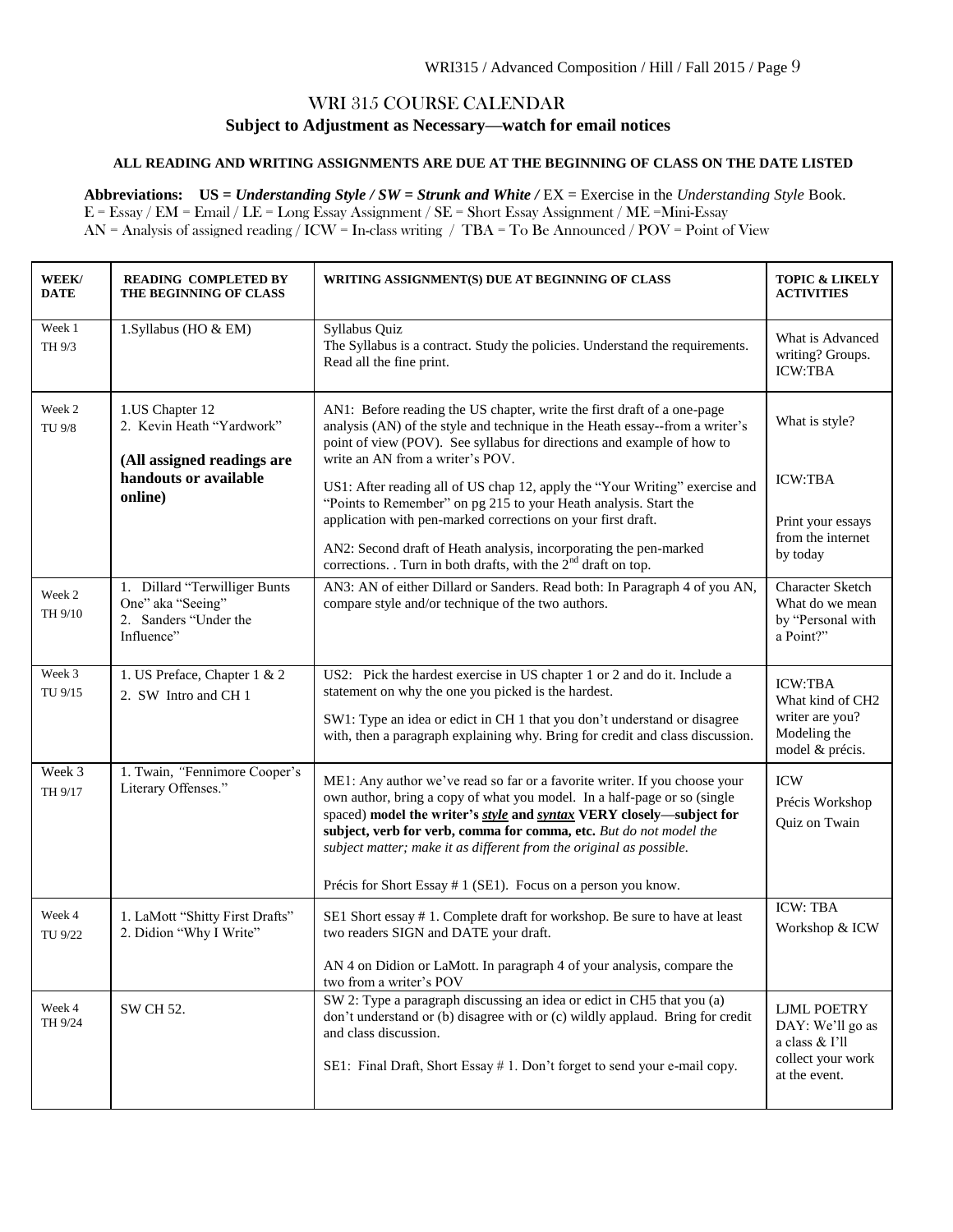# WRI 315 COURSE CALENDAR

**Subject to Adjustment as Necessary—watch for email notices**

**ALL READING AND WRITING ASSIGNMENTS ARE DUE AT THE BEGINNING OF CLASS ON THE DATE LISTED**

**Abbreviations: US = *Understanding Style* / SW = *Strunk and White* /** EX = Exercise in the *Understanding Style* Book.
E = Essay / EM = Email / LE = Long Essay Assignment / SE = Short Essay Assignment / ME =Mini-Essay
AN = Analysis of assigned reading / ICW = In-class writing / TBA = To Be Announced / POV = Point of View

| WEEK/ DATE | READING COMPLETED BY THE BEGINNING OF CLASS | WRITING ASSIGNMENT(S) DUE AT BEGINNING OF CLASS | TOPIC & LIKELY ACTIVITIES |
|---|---|---|---|
| Week 1 TH 9/3 | 1.Syllabus (HO & EM) | Syllabus Quiz<br>The Syllabus is a contract. Study the policies. Understand the requirements. Read all the fine print. | What is Advanced writing? Groups. ICW:TBA |
| Week 2 TU 9/8 | 1.US Chapter 12<br>2. Kevin Heath "Yardwork"<br>**(All assigned readings are handouts or available online)** | AN1: Before reading the US chapter, write the first draft of a one-page analysis (AN) of the style and technique in the Heath essay--from a writer's point of view (POV). See syllabus for directions and example of how to write an AN from a writer's POV.<br>US1: After reading all of US chap 12, apply the "Your Writing" exercise and "Points to Remember" on pg 215 to your Heath analysis. Start the application with pen-marked corrections on your first draft.<br>AN2: Second draft of Heath analysis, incorporating the pen-marked corrections. . Turn in both drafts, with the 2nd draft on top. | What is style?<br>ICW:TBA<br>Print your essays from the internet by today |
| Week 2 TH 9/10 | 1. Dillard "Terwilliger Bunts One" aka "Seeing"<br>2. Sanders "Under the Influence" | AN3: AN of either Dillard or Sanders. Read both: In Paragraph 4 of you AN, compare style and/or technique of the two authors. | Character Sketch What do we mean by "Personal with a Point?" |
| Week 3 TU 9/15 | 1. US Preface, Chapter 1 & 2<br>2. SW Intro and CH 1 | US2: Pick the hardest exercise in US chapter 1 or 2 and do it. Include a statement on why the one you picked is the hardest.<br>SW1: Type an idea or edict in CH 1 that you don't understand or disagree with, then a paragraph explaining why. Bring for credit and class discussion. | ICW:TBA<br>What kind of CH2 writer are you?<br>Modeling the model & précis. |
| Week 3 TH 9/17 | 1. Twain, *"*Fennimore Cooper's Literary Offenses." | ME1: Any author we've read so far or a favorite writer. If you choose your own author, bring a copy of what you model. In a half-page or so (single spaced) **model the writer's *style* and *syntax* VERY closely—subject for subject, verb for verb, comma for comma, etc.** *But do not model the subject matter; make it as different from the original as possible.*<br>Précis for Short Essay # 1 (SE1). Focus on a person you know. | ICW<br>Précis Workshop<br>Quiz on Twain |
| Week 4 TU 9/22 | 1. LaMott "Shitty First Drafts"<br>2. Didion "Why I Write" | SE1 Short essay # 1. Complete draft for workshop. Be sure to have at least two readers SIGN and DATE your draft.<br>AN 4 on Didion or LaMott. In paragraph 4 of your analysis, compare the two from a writer's POV | ICW: TBA<br>Workshop & ICW |
| Week 4 TH 9/24 | SW CH 52. | SW 2: Type a paragraph discussing an idea or edict in CH5 that you (a) don't understand or (b) disagree with or (c) wildly applaud. Bring for credit and class discussion.<br>SE1: Final Draft, Short Essay # 1. Don't forget to send your e-mail copy. | LJML POETRY DAY: We'll go as a class & I'll collect your work at the event. |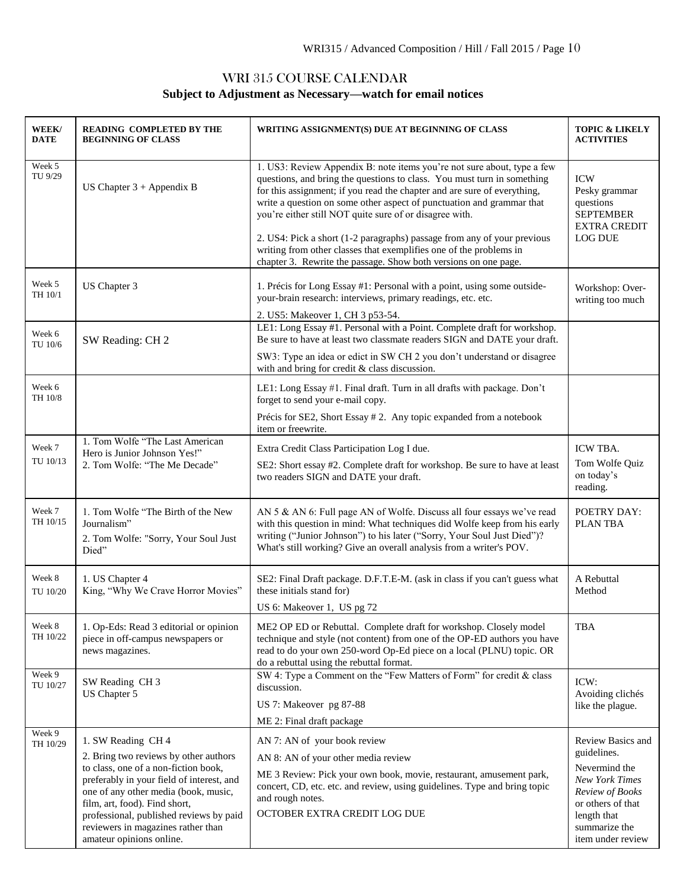# WRI 315 COURSE CALENDAR

**Subject to Adjustment as Necessary—watch for email notices**

| WEEK/ DATE | READING COMPLETED BY THE BEGINNING OF CLASS | WRITING ASSIGNMENT(S) DUE AT BEGINNING OF CLASS | TOPIC & LIKELY ACTIVITIES |
|---|---|---|---|
| Week 5 TU 9/29 | US Chapter 3 + Appendix B | 1. US3: Review Appendix B: note items you're not sure about, type a few questions, and bring the questions to class. You must turn in something for this assignment; if you read the chapter and are sure of everything, write a question on some other aspect of punctuation and grammar that you're either still NOT quite sure of or disagree with.<br><br>2. US4: Pick a short (1-2 paragraphs) passage from any of your previous writing from other classes that exemplifies one of the problems in chapter 3. Rewrite the passage. Show both versions on one page. | ICW<br>Pesky grammar questions<br>SEPTEMBER EXTRA CREDIT LOG DUE |
| Week 5 TH 10/1 | US Chapter 3 | 1. Précis for Long Essay #1: Personal with a point, using some outside-your-brain research: interviews, primary readings, etc. etc.<br>2. US5: Makeover 1, CH 3 p53-54. | Workshop: Over-writing too much |
| Week 6 TU 10/6 | SW Reading: CH 2 | LE1: Long Essay #1. Personal with a Point. Complete draft for workshop. Be sure to have at least two classmate readers SIGN and DATE your draft.<br>SW3: Type an idea or edict in SW CH 2 you don't understand or disagree with and bring for credit & class discussion. | |
| Week 6 TH 10/8 | | LE1: Long Essay #1. Final draft. Turn in all drafts with package. Don't forget to send your e-mail copy.<br>Précis for SE2, Short Essay # 2. Any topic expanded from a notebook item or freewrite. | |
| Week 7 TU 10/13 | 1. Tom Wolfe "The Last American Hero is Junior Johnson Yes!"<br>2. Tom Wolfe: "The Me Decade" | Extra Credit Class Participation Log I due.<br>SE2: Short essay #2. Complete draft for workshop. Be sure to have at least two readers SIGN and DATE your draft. | ICW TBA.<br>Tom Wolfe Quiz on today's reading. |
| Week 7 TH 10/15 | 1. Tom Wolfe "The Birth of the New Journalism"<br>2. Tom Wolfe: "Sorry, Your Soul Just Died" | AN 5 & AN 6: Full page AN of Wolfe. Discuss all four essays we've read with this question in mind: What techniques did Wolfe keep from his early writing ("Junior Johnson") to his later ("Sorry, Your Soul Just Died")? What's still working? Give an overall analysis from a writer's POV. | POETRY DAY: PLAN TBA |
| Week 8 TU 10/20 | 1. US Chapter 4<br>King, "Why We Crave Horror Movies" | SE2: Final Draft package. D.F.T.E-M. (ask in class if you can't guess what these initials stand for)<br>US 6: Makeover 1, US pg 72 | A Rebuttal Method |
| Week 8 TH 10/22 | 1. Op-Eds: Read 3 editorial or opinion piece in off-campus newspapers or news magazines. | ME2 OP ED or Rebuttal. Complete draft for workshop. Closely model technique and style (not content) from one of the OP-ED authors you have read to do your own 250-word Op-Ed piece on a local (PLNU) topic. OR do a rebuttal using the rebuttal format. | TBA |
| Week 9 TU 10/27 | SW Reading CH 3<br>US Chapter 5 | SW 4: Type a Comment on the "Few Matters of Form" for credit & class discussion.<br>US 7: Makeover pg 87-88<br>ME 2: Final draft package | ICW:<br>Avoiding clichés like the plague. |
| Week 9 TH 10/29 | 1. SW Reading CH 4<br>2. Bring two reviews by other authors to class, one of a non-fiction book, preferably in your field of interest, and one of any other media (book, music, film, art, food). Find short, professional, published reviews by paid reviewers in magazines rather than amateur opinions online. | AN 7: AN of your book review<br>AN 8: AN of your other media review<br>ME 3 Review: Pick your own book, movie, restaurant, amusement park, concert, CD, etc. etc. and review, using guidelines. Type and bring topic and rough notes.<br>OCTOBER EXTRA CREDIT LOG DUE | Review Basics and guidelines.<br>Nevermind the *New York Times Review of Books* or others of that length that summarize the item under review |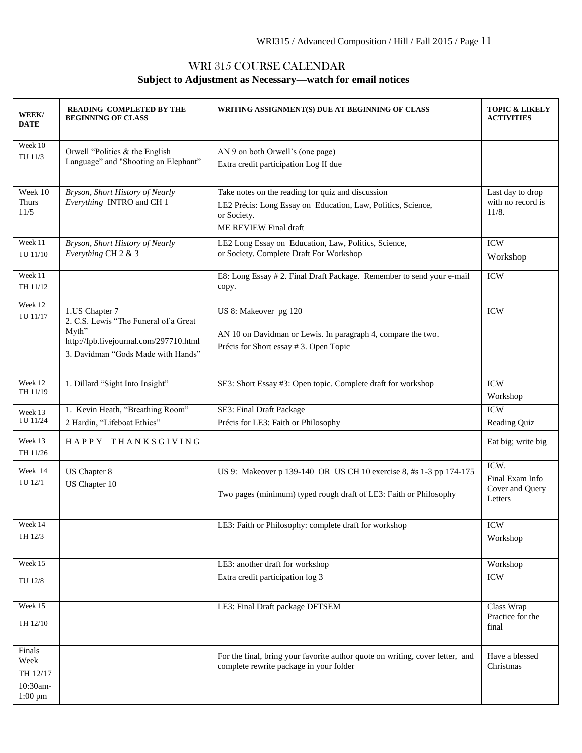# WRI 315 COURSE CALENDAR

**Subject to Adjustment as Necessary—watch for email notices**

| WEEK/ DATE | READING COMPLETED BY THE BEGINNING OF CLASS | WRITING ASSIGNMENT(S) DUE AT BEGINNING OF CLASS | TOPIC & LIKELY ACTIVITIES |
|---|---|---|---|
| Week 10 TU 11/3 | Orwell "Politics & the English Language" and "Shooting an Elephant" | AN 9 on both Orwell's (one page)<br>Extra credit participation Log II due | |
| Week 10 Thurs 11/5 | *Bryson, Short History of Nearly Everything* INTRO and CH 1 | Take notes on the reading for quiz and discussion<br>LE2 Précis: Long Essay on Education, Law, Politics, Science, or Society.<br>ME REVIEW Final draft | Last day to drop with no record is 11/8. |
| Week 11 TU 11/10 | *Bryson, Short History of Nearly Everything* CH 2 & 3 | LE2 Long Essay on Education, Law, Politics, Science, or Society. Complete Draft For Workshop | ICW<br>Workshop |
| Week 11 TH 11/12 | | E8: Long Essay # 2. Final Draft Package. Remember to send your e-mail copy. | ICW |
| Week 12 TU 11/17 | 1.US Chapter 7<br>2. C.S. Lewis "The Funeral of a Great Myth" http://fpb.livejournal.com/297710.html<br>3. Davidman "Gods Made with Hands" | US 8: Makeover pg 120<br>AN 10 on Davidman or Lewis. In paragraph 4, compare the two.<br>Précis for Short essay # 3. Open Topic | ICW |
| Week 12 TH 11/19 | 1. Dillard "Sight Into Insight" | SE3: Short Essay #3: Open topic. Complete draft for workshop | ICW<br>Workshop |
| Week 13 TU 11/24 | 1. Kevin Heath, "Breathing Room"<br>2 Hardin, "Lifeboat Ethics" | SE3: Final Draft Package<br>Précis for LE3: Faith or Philosophy | ICW<br>Reading Quiz |
| Week 13 TH 11/26 | H A P P Y T H A N K S G I V I N G | | Eat big; write big |
| Week 14 TU 12/1 | US Chapter 8<br>US Chapter 10 | US 9: Makeover p 139-140 OR US CH 10 exercise 8, #s 1-3 pp 174-175<br>Two pages (minimum) typed rough draft of LE3: Faith or Philosophy | ICW.<br>Final Exam Info<br>Cover and Query Letters |
| Week 14 TH 12/3 | | LE3: Faith or Philosophy: complete draft for workshop | ICW<br>Workshop |
| Week 15 TU 12/8 | | LE3: another draft for workshop<br>Extra credit participation log 3 | Workshop<br>ICW |
| Week 15 TH 12/10 | | LE3: Final Draft package DFTSEM | Class Wrap<br>Practice for the final |
| Finals Week TH 12/17 10:30am-1:00 pm | | For the final, bring your favorite author quote on writing, cover letter, and complete rewrite package in your folder | Have a blessed Christmas |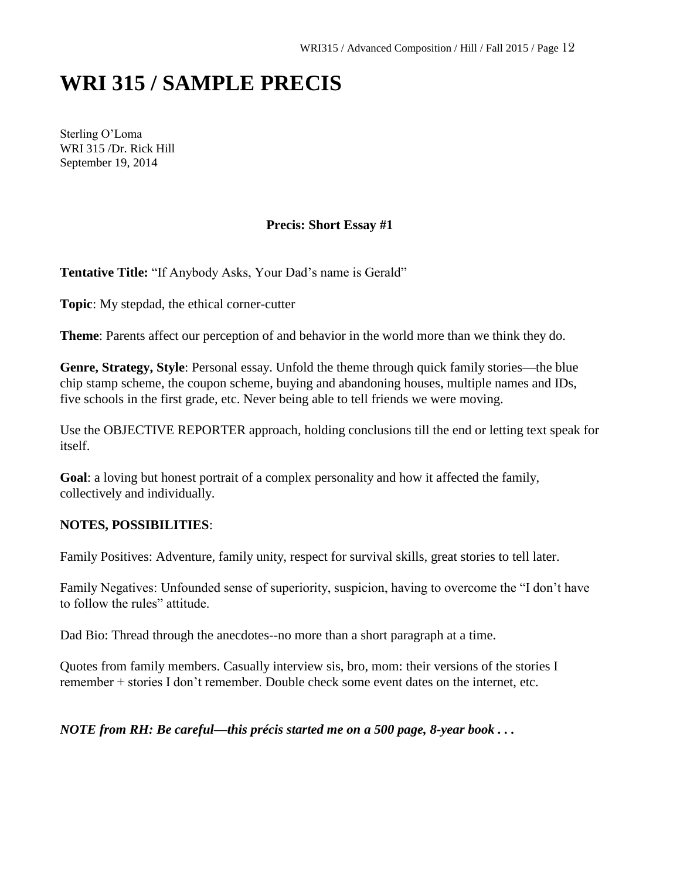# WRI 315 / SAMPLE PRECIS

Sterling O'Loma
WRI 315 /Dr. Rick Hill
September 19, 2014

**Precis: Short Essay #1**

**Tentative Title:** "If Anybody Asks, Your Dad's name is Gerald"

**Topic**: My stepdad, the ethical corner-cutter

**Theme**: Parents affect our perception of and behavior in the world more than we think they do.

**Genre, Strategy, Style**: Personal essay. Unfold the theme through quick family stories—the blue chip stamp scheme, the coupon scheme, buying and abandoning houses, multiple names and IDs, five schools in the first grade, etc. Never being able to tell friends we were moving.

Use the OBJECTIVE REPORTER approach, holding conclusions till the end or letting text speak for itself.

**Goal**: a loving but honest portrait of a complex personality and how it affected the family, collectively and individually.

**NOTES, POSSIBILITIES**:

Family Positives: Adventure, family unity, respect for survival skills, great stories to tell later.

Family Negatives: Unfounded sense of superiority, suspicion, having to overcome the "I don't have to follow the rules" attitude.

Dad Bio: Thread through the anecdotes--no more than a short paragraph at a time.

Quotes from family members. Casually interview sis, bro, mom: their versions of the stories I remember + stories I don't remember. Double check some event dates on the internet, etc.

***NOTE from RH: Be careful—this précis started me on a 500 page, 8-year book . . .***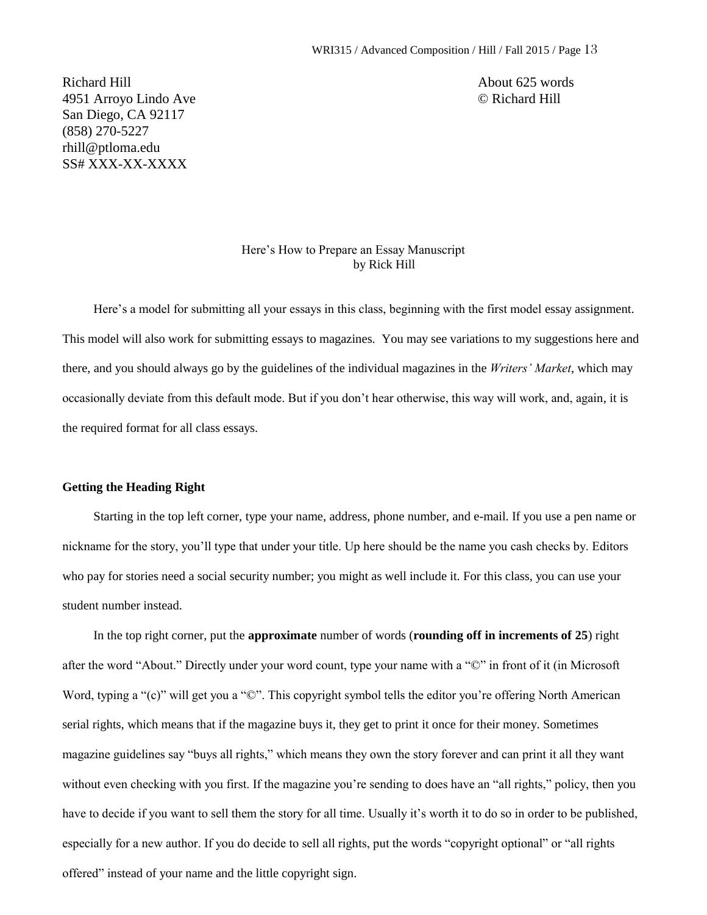Richard Hill
4951 Arroyo Lindo Ave
San Diego, CA 92117
(858) 270-5227
rhill@ptloma.edu
SS# XXX-XX-XXXX

About 625 words
© Richard Hill

Here's How to Prepare an Essay Manuscript
by Rick Hill

Here's a model for submitting all your essays in this class, beginning with the first model essay assignment. This model will also work for submitting essays to magazines. You may see variations to my suggestions here and there, and you should always go by the guidelines of the individual magazines in the *Writers' Market*, which may occasionally deviate from this default mode. But if you don't hear otherwise, this way will work, and, again, it is the required format for all class essays.

**Getting the Heading Right**

Starting in the top left corner, type your name, address, phone number, and e-mail. If you use a pen name or nickname for the story, you'll type that under your title. Up here should be the name you cash checks by. Editors who pay for stories need a social security number; you might as well include it. For this class, you can use your student number instead.

In the top right corner, put the **approximate** number of words (**rounding off in increments of 25**) right after the word "About." Directly under your word count, type your name with a "©" in front of it (in Microsoft Word, typing a "(c)" will get you a "©". This copyright symbol tells the editor you're offering North American serial rights, which means that if the magazine buys it, they get to print it once for their money. Sometimes magazine guidelines say "buys all rights," which means they own the story forever and can print it all they want without even checking with you first. If the magazine you're sending to does have an "all rights," policy, then you have to decide if you want to sell them the story for all time. Usually it's worth it to do so in order to be published, especially for a new author. If you do decide to sell all rights, put the words "copyright optional" or "all rights offered" instead of your name and the little copyright sign.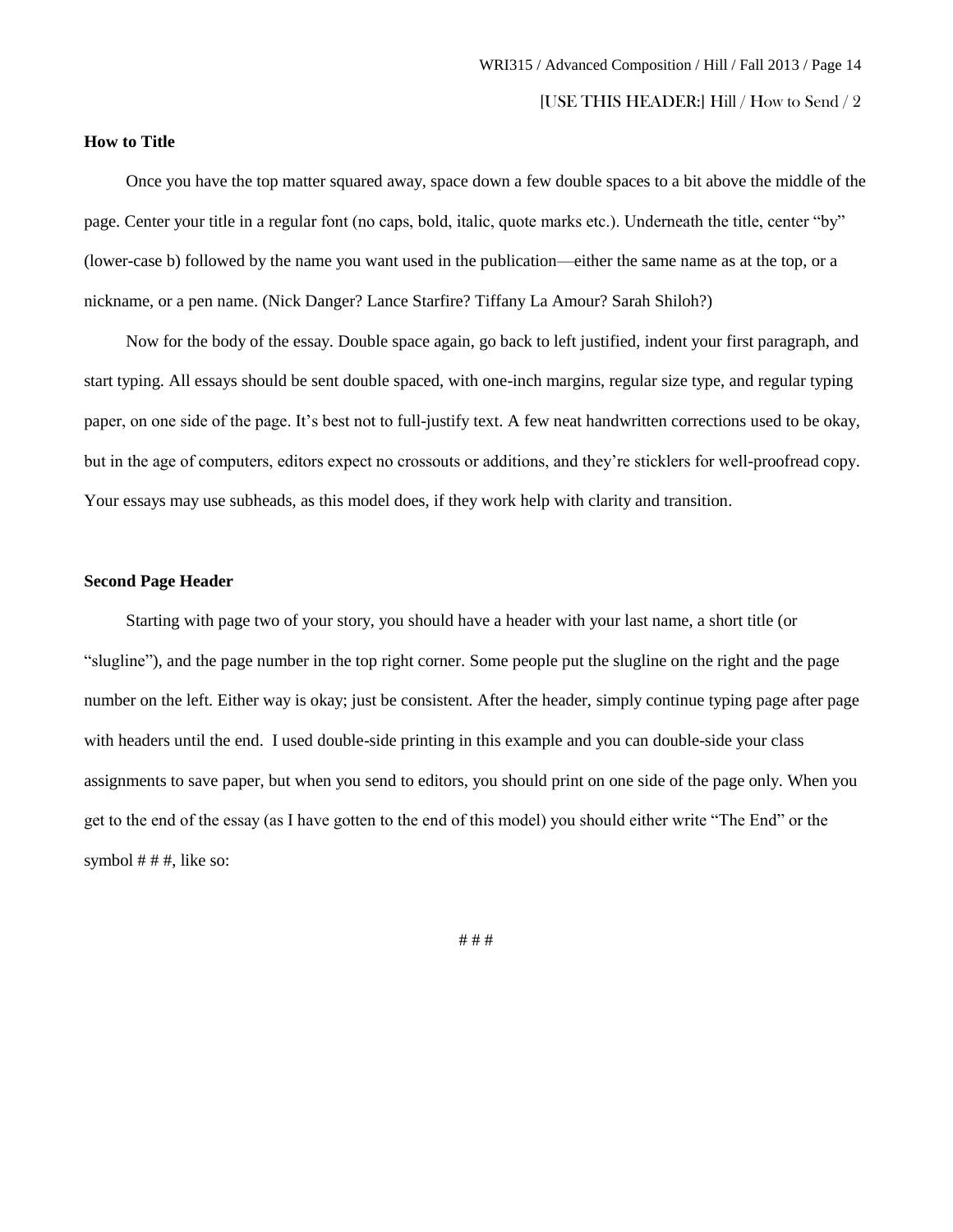[USE THIS HEADER:] Hill / How to Send / 2

**How to Title**

Once you have the top matter squared away, space down a few double spaces to a bit above the middle of the page. Center your title in a regular font (no caps, bold, italic, quote marks etc.). Underneath the title, center "by" (lower-case b) followed by the name you want used in the publication—either the same name as at the top, or a nickname, or a pen name. (Nick Danger? Lance Starfire? Tiffany La Amour? Sarah Shiloh?)

Now for the body of the essay. Double space again, go back to left justified, indent your first paragraph, and start typing. All essays should be sent double spaced, with one-inch margins, regular size type, and regular typing paper, on one side of the page. It's best not to full-justify text. A few neat handwritten corrections used to be okay, but in the age of computers, editors expect no crossouts or additions, and they're sticklers for well-proofread copy. Your essays may use subheads, as this model does, if they work help with clarity and transition.

**Second Page Header**

Starting with page two of your story, you should have a header with your last name, a short title (or "slugline"), and the page number in the top right corner. Some people put the slugline on the right and the page number on the left. Either way is okay; just be consistent. After the header, simply continue typing page after page with headers until the end. I used double-side printing in this example and you can double-side your class assignments to save paper, but when you send to editors, you should print on one side of the page only. When you get to the end of the essay (as I have gotten to the end of this model) you should either write "The End" or the symbol # # #, like so:

# # #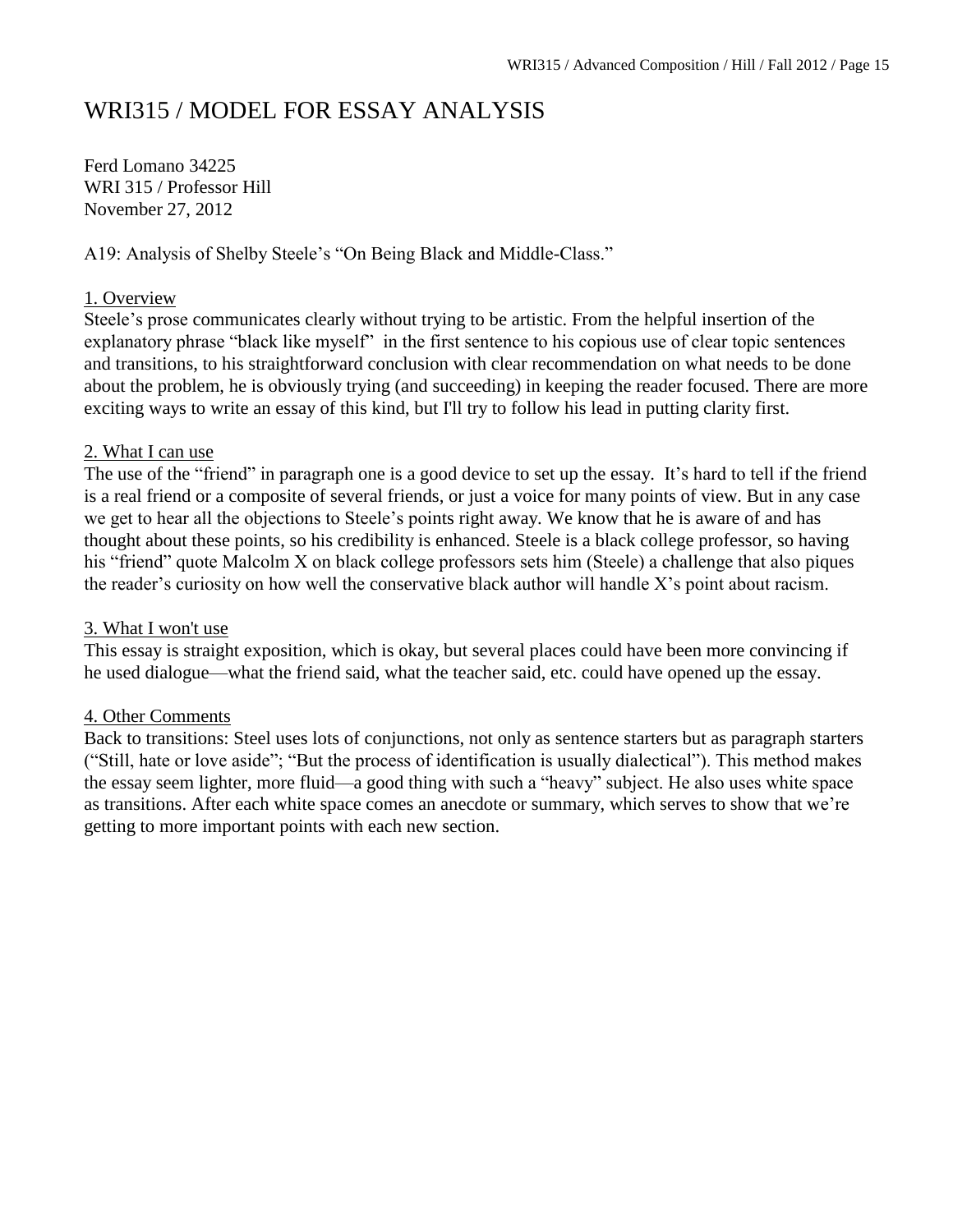# WRI315 / MODEL FOR ESSAY ANALYSIS

Ferd Lomano 34225
WRI 315 / Professor Hill
November 27, 2012

A19: Analysis of Shelby Steele's "On Being Black and Middle-Class."

<u>1. Overview</u>

Steele's prose communicates clearly without trying to be artistic. From the helpful insertion of the explanatory phrase "black like myself" in the first sentence to his copious use of clear topic sentences and transitions, to his straightforward conclusion with clear recommendation on what needs to be done about the problem, he is obviously trying (and succeeding) in keeping the reader focused. There are more exciting ways to write an essay of this kind, but I'll try to follow his lead in putting clarity first.

<u>2. What I can use</u>

The use of the "friend" in paragraph one is a good device to set up the essay. It's hard to tell if the friend is a real friend or a composite of several friends, or just a voice for many points of view. But in any case we get to hear all the objections to Steele's points right away. We know that he is aware of and has thought about these points, so his credibility is enhanced. Steele is a black college professor, so having his "friend" quote Malcolm X on black college professors sets him (Steele) a challenge that also piques the reader's curiosity on how well the conservative black author will handle X's point about racism.

<u>3. What I won't use</u>

This essay is straight exposition, which is okay, but several places could have been more convincing if he used dialogue—what the friend said, what the teacher said, etc. could have opened up the essay.

<u>4. Other Comments</u>

Back to transitions: Steel uses lots of conjunctions, not only as sentence starters but as paragraph starters ("Still, hate or love aside"; "But the process of identification is usually dialectical"). This method makes the essay seem lighter, more fluid—a good thing with such a "heavy" subject. He also uses white space as transitions. After each white space comes an anecdote or summary, which serves to show that we're getting to more important points with each new section.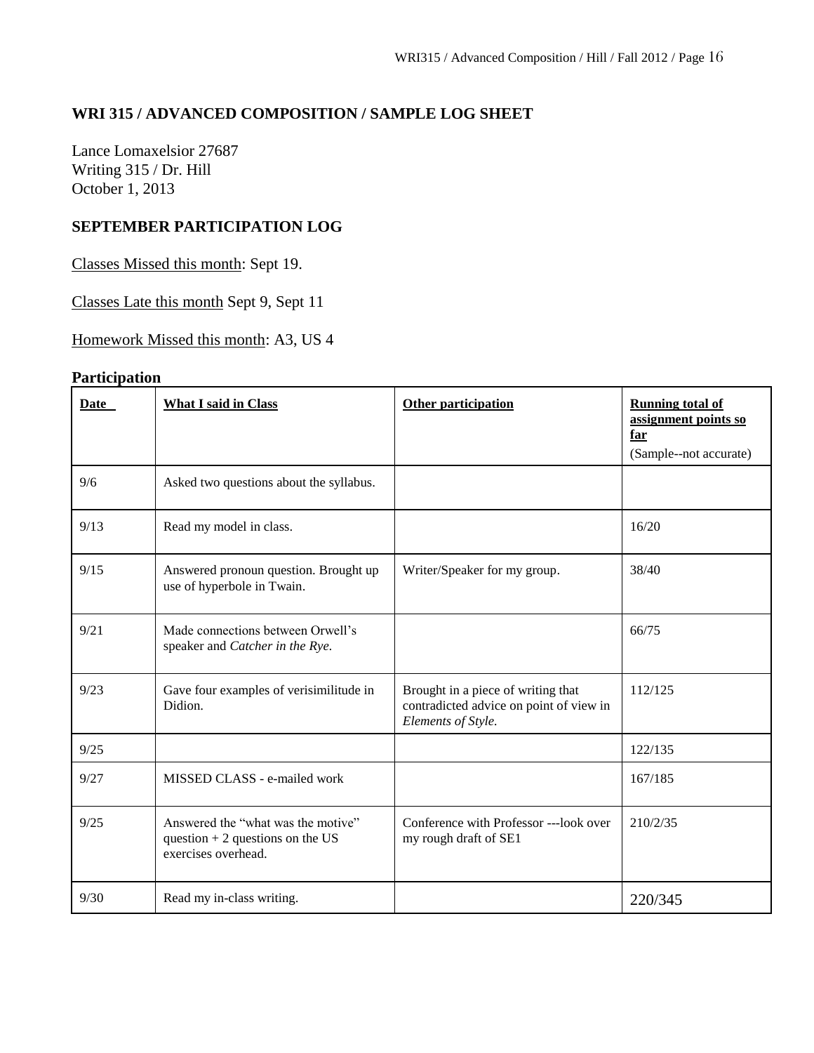**WRI 315 / ADVANCED COMPOSITION / SAMPLE LOG SHEET**

Lance Lomaxelsior 27687
Writing 315 / Dr. Hill
October 1, 2013

**SEPTEMBER PARTICIPATION LOG**

Classes Missed this month: Sept 19.

Classes Late this month Sept 9, Sept 11

Homework Missed this month: A3, US 4

**Participation**

| **Date** | **What I said in Class** | **Other participation** | **Running total of assignment points so far** (Sample--not accurate) |
|---|---|---|---|
| 9/6 | Asked two questions about the syllabus. | | |
| 9/13 | Read my model in class. | | 16/20 |
| 9/15 | Answered pronoun question. Brought up use of hyperbole in Twain. | Writer/Speaker for my group. | 38/40 |
| 9/21 | Made connections between Orwell's speaker and *Catcher in the Rye.* | | 66/75 |
| 9/23 | Gave four examples of verisimilitude in Didion. | Brought in a piece of writing that contradicted advice on point of view in *Elements of Style.* | 112/125 |
| 9/25 | | | 122/135 |
| 9/27 | MISSED CLASS - e-mailed work | | 167/185 |
| 9/25 | Answered the "what was the motive" question + 2 questions on the US exercises overhead. | Conference with Professor ---look over my rough draft of SE1 | 210/2/35 |
| 9/30 | Read my in-class writing. | | 220/345 |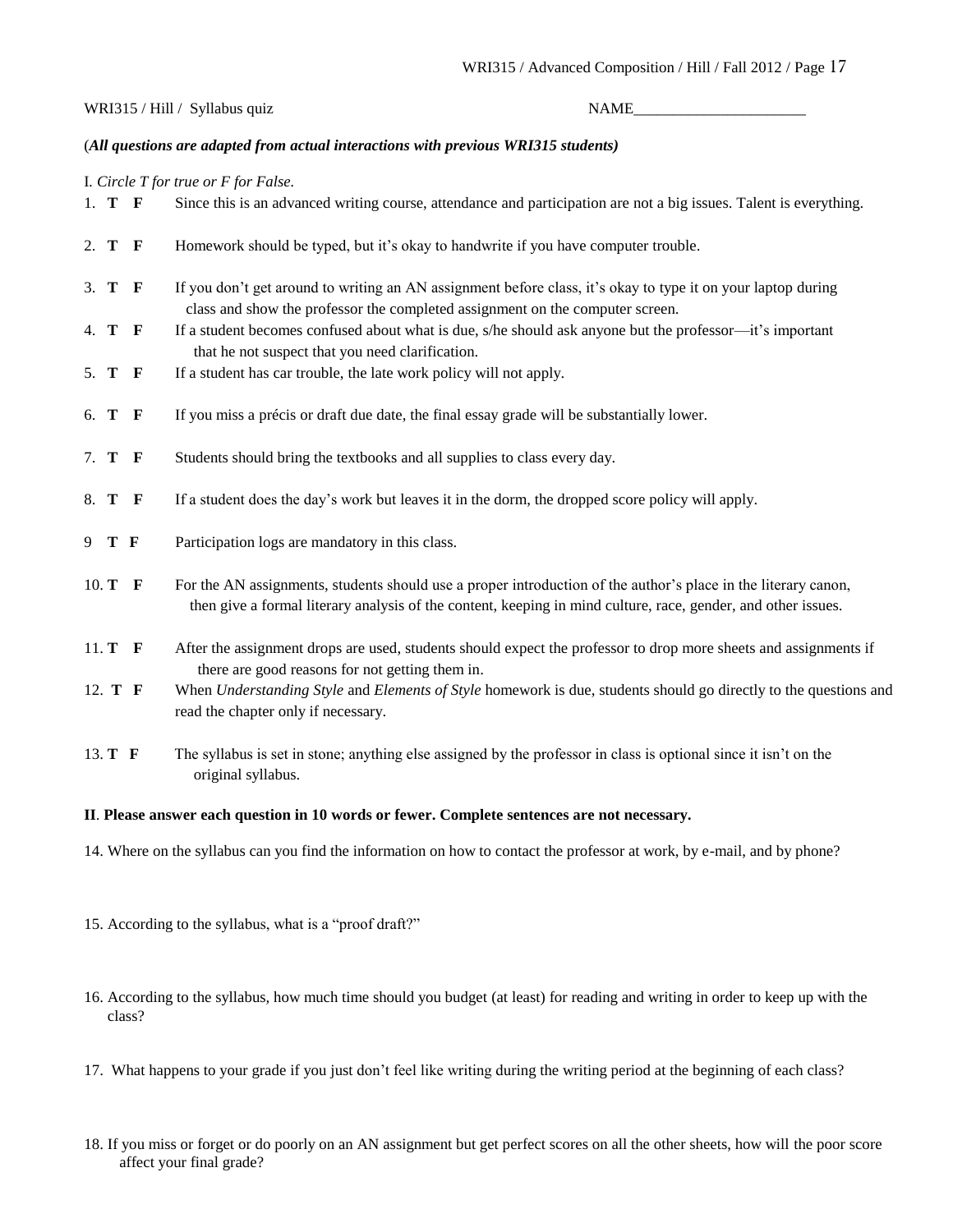WRI315 / Hill / Syllabus quiz NAME______________________

(***All questions are adapted from actual interactions with previous WRI315 students)***

I. *Circle T for true or F for False.*

1. **T F** Since this is an advanced writing course, attendance and participation are not a big issues. Talent is everything.

2. **T F** Homework should be typed, but it's okay to handwrite if you have computer trouble.

3. **T F** If you don't get around to writing an AN assignment before class, it's okay to type it on your laptop during class and show the professor the completed assignment on the computer screen.

4. **T F** If a student becomes confused about what is due, s/he should ask anyone but the professor—it's important that he not suspect that you need clarification.

5. **T F** If a student has car trouble, the late work policy will not apply.

6. **T F** If you miss a précis or draft due date, the final essay grade will be substantially lower.

7. **T F** Students should bring the textbooks and all supplies to class every day.

8. **T F** If a student does the day's work but leaves it in the dorm, the dropped score policy will apply.

9. **T F** Participation logs are mandatory in this class.

10. **T F** For the AN assignments, students should use a proper introduction of the author's place in the literary canon, then give a formal literary analysis of the content, keeping in mind culture, race, gender, and other issues.

11. **T F** After the assignment drops are used, students should expect the professor to drop more sheets and assignments if there are good reasons for not getting them in.

12. **T F** When *Understanding Style* and *Elements of Style* homework is due, students should go directly to the questions and read the chapter only if necessary.

13. **T F** The syllabus is set in stone; anything else assigned by the professor in class is optional since it isn't on the original syllabus.

**II**. **Please answer each question in 10 words or fewer. Complete sentences are not necessary.**

14. Where on the syllabus can you find the information on how to contact the professor at work, by e-mail, and by phone?

15. According to the syllabus, what is a "proof draft?"

16. According to the syllabus, how much time should you budget (at least) for reading and writing in order to keep up with the class?

17. What happens to your grade if you just don't feel like writing during the writing period at the beginning of each class?

18. If you miss or forget or do poorly on an AN assignment but get perfect scores on all the other sheets, how will the poor score affect your final grade?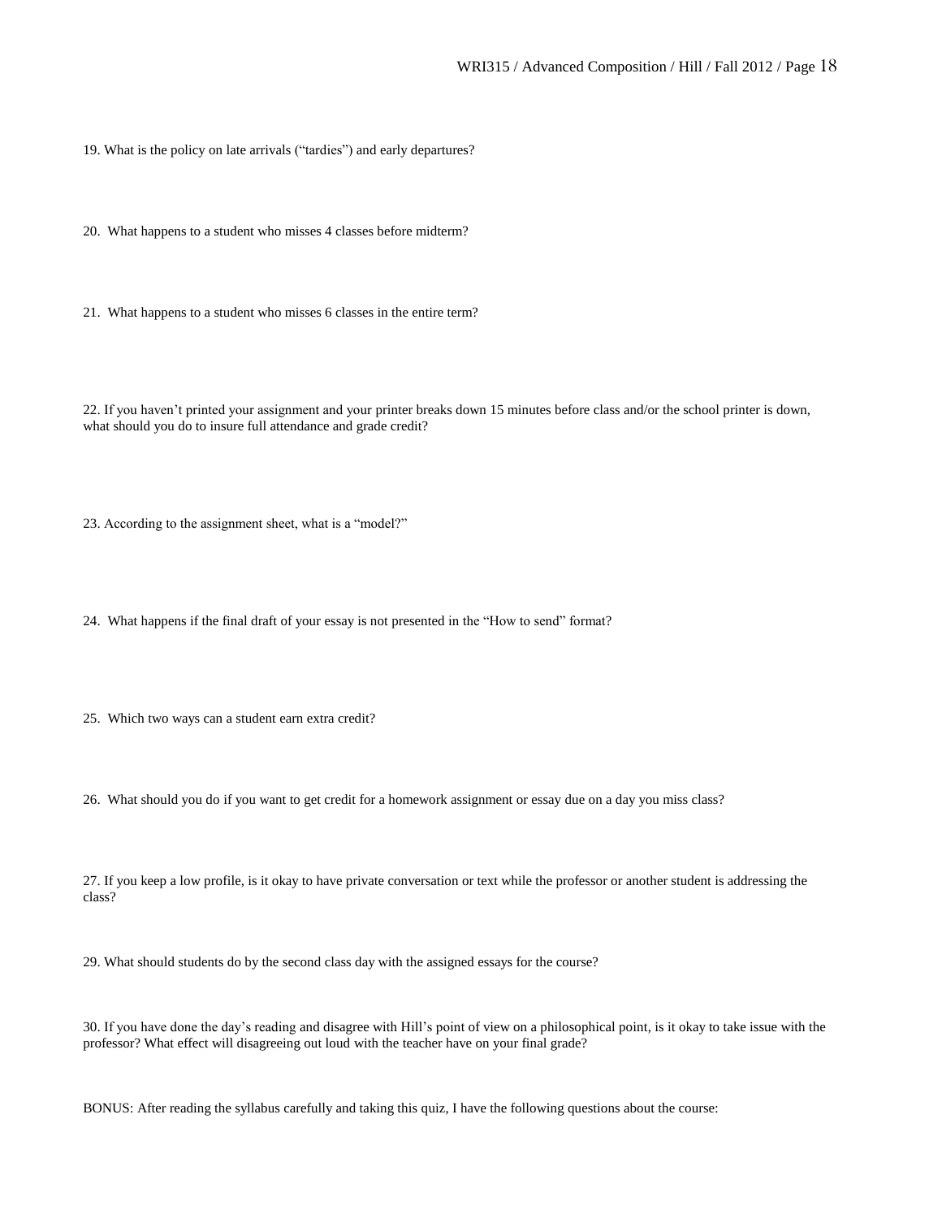19. What is the policy on late arrivals (“tardies”) and early departures?

20. What happens to a student who misses 4 classes before midterm?

21. What happens to a student who misses 6 classes in the entire term?

22. If you haven’t printed your assignment and your printer breaks down 15 minutes before class and/or the school printer is down, what should you do to insure full attendance and grade credit?

23. According to the assignment sheet, what is a “model?”

24. What happens if the final draft of your essay is not presented in the “How to send” format?

25. Which two ways can a student earn extra credit?

26. What should you do if you want to get credit for a homework assignment or essay due on a day you miss class?

27. If you keep a low profile, is it okay to have private conversation or text while the professor or another student is addressing the class?

29. What should students do by the second class day with the assigned essays for the course?

30. If you have done the day’s reading and disagree with Hill’s point of view on a philosophical point, is it okay to take issue with the professor? What effect will disagreeing out loud with the teacher have on your final grade?

BONUS: After reading the syllabus carefully and taking this quiz, I have the following questions about the course: